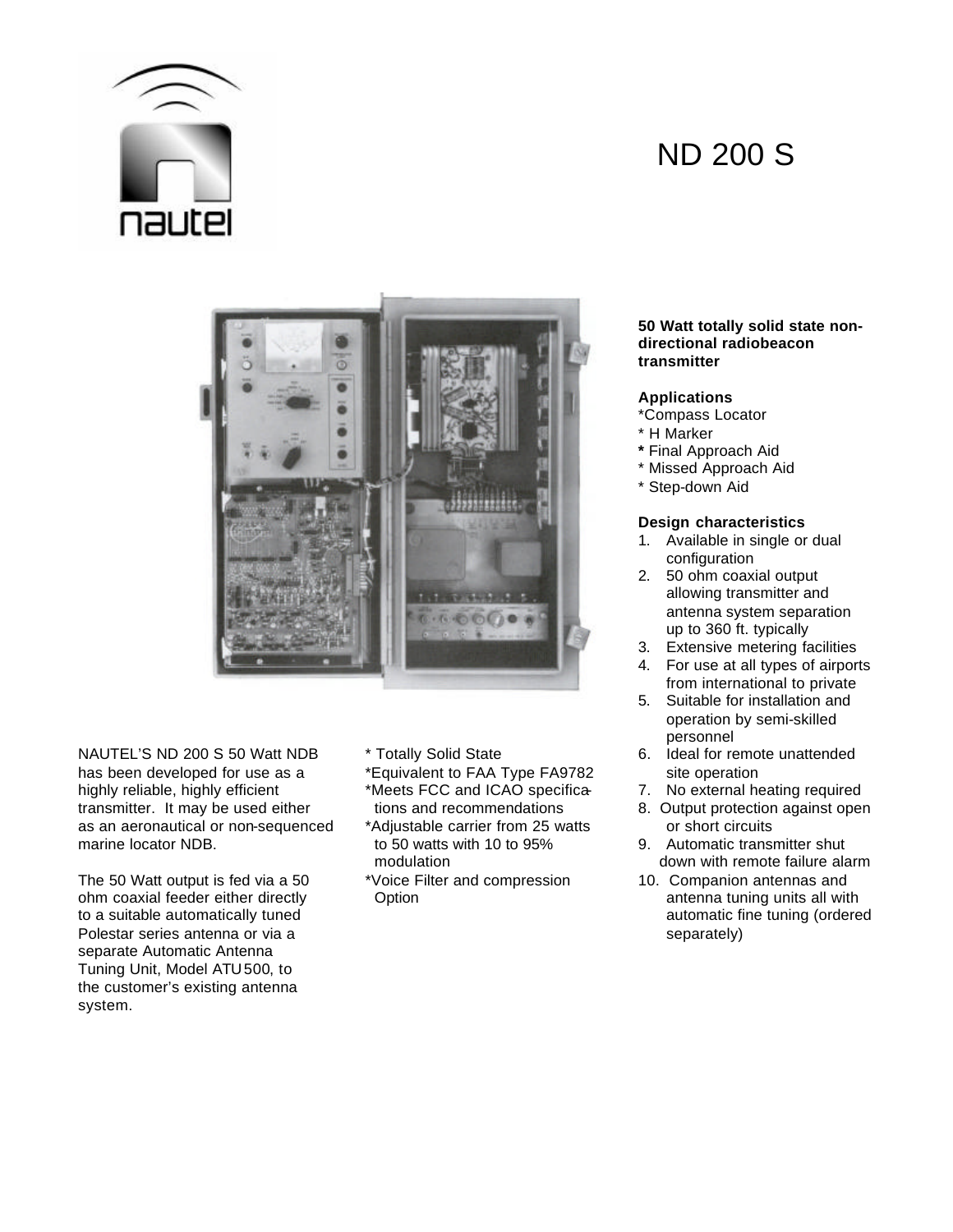# ND 200 S

**50 Watt totally solid state non-directional radiobeacon transmitter**

NAUTEL'S ND 200 S 50 Watt NDB has been developed for use as a highly reliable, highly efficient transmitter. It may be used either as an aeronautical or non-sequenced marine locator NDB.

The 50 Watt output is fed via a 50 ohm coaxial feeder either directly to a suitable automatically tuned Polestar series antenna or via a separate Automatic Antenna Tuning Unit, Model ATU500, to the customer's existing antenna system.

* Totally Solid State
*Equivalent to FAA Type FA9782
*Meets FCC and ICAO specifications and recommendations
*Adjustable carrier from 25 watts to 50 watts with 10 to 95% modulation
*Voice Filter and compression Option

**Applications**

*Compass Locator
* H Marker
* Final Approach Aid
* Missed Approach Aid
* Step-down Aid

**Design characteristics**

1. Available in single or dual configuration
2. 50 ohm coaxial output allowing transmitter and antenna system separation up to 360 ft. typically
3. Extensive metering facilities
4. For use at all types of airports from international to private
5. Suitable for installation and operation by semi-skilled personnel
6. Ideal for remote unattended site operation
7. No external heating required
8. Output protection against open or short circuits
9. Automatic transmitter shut down with remote failure alarm
10. Companion antennas and antenna tuning units all with automatic fine tuning (ordered separately)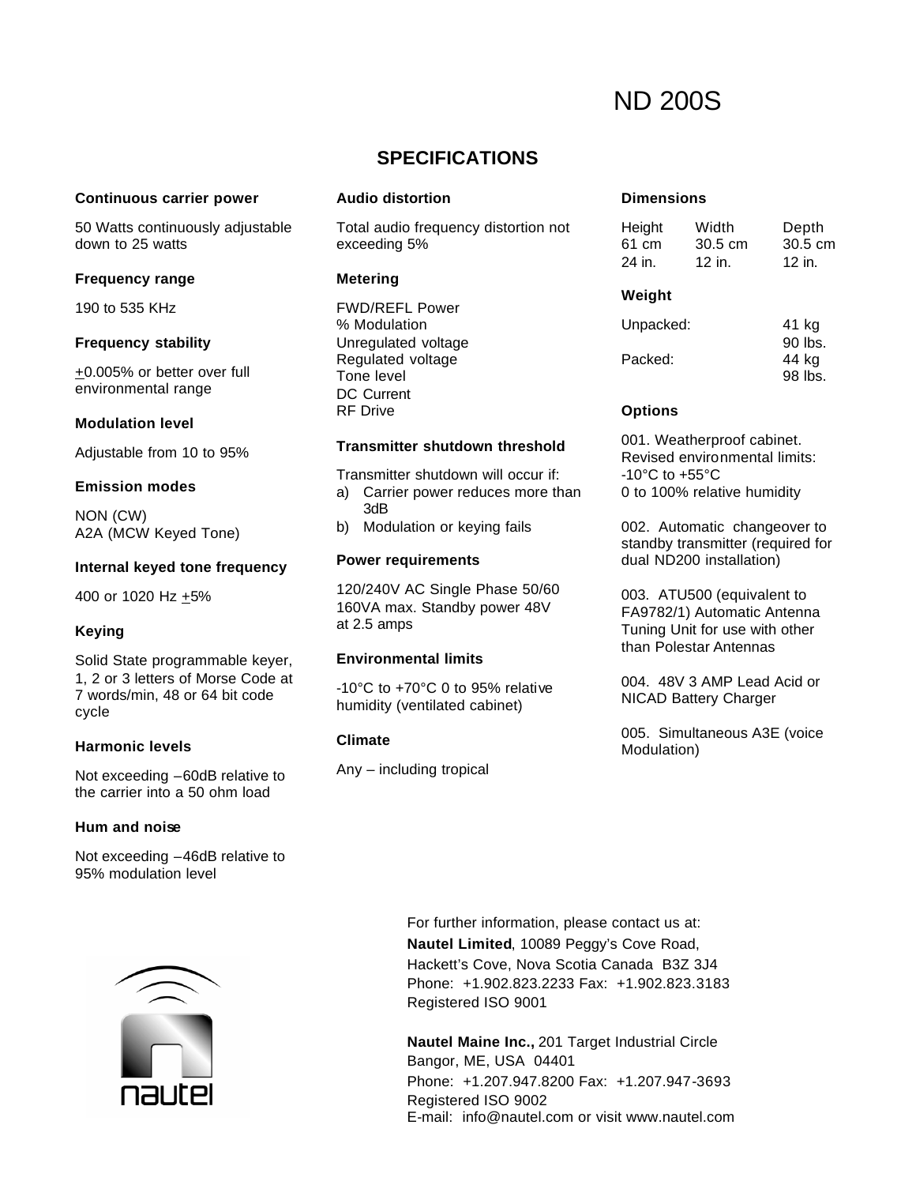# ND 200S

## SPECIFICATIONS

**Continuous carrier power**

50 Watts continuously adjustable down to 25 watts

**Frequency range**

190 to 535 KHz

**Frequency stability**

±0.005% or better over full environmental range

**Modulation level**

Adjustable from 10 to 95%

**Emission modes**

NON (CW)
A2A (MCW Keyed Tone)

**Internal keyed tone frequency**

400 or 1020 Hz ±5%

**Keying**

Solid State programmable keyer, 1, 2 or 3 letters of Morse Code at 7 words/min, 48 or 64 bit code cycle

**Harmonic levels**

Not exceeding –60dB relative to the carrier into a 50 ohm load

**Hum and noise**

Not exceeding –46dB relative to 95% modulation level

**Audio distortion**

Total audio frequency distortion not exceeding 5%

**Metering**

FWD/REFL Power
% Modulation
Unregulated voltage
Regulated voltage
Tone level
DC Current
RF Drive

**Transmitter shutdown threshold**

Transmitter shutdown will occur if:

a) Carrier power reduces more than 3dB
b) Modulation or keying fails

**Power requirements**

120/240V AC Single Phase 50/60
160VA max. Standby power 48V at 2.5 amps

**Environmental limits**

-10°C to +70°C 0 to 95% relative humidity (ventilated cabinet)

**Climate**

Any – including tropical

**Dimensions**

| Height | Width | Depth |
|---|---|---|
| 61 cm | 30.5 cm | 30.5 cm |
| 24 in. | 12 in. | 12 in. |

**Weight**

| | |
|---|---|
| Unpacked: | 41 kg<br>90 lbs. |
| Packed: | 44 kg<br>98 lbs. |

**Options**

001. Weatherproof cabinet. Revised environmental limits: -10°C to +55°C 0 to 100% relative humidity

002. Automatic changeover to standby transmitter (required for dual ND200 installation)

003. ATU500 (equivalent to FA9782/1) Automatic Antenna Tuning Unit for use with other than Polestar Antennas

004. 48V 3 AMP Lead Acid or NICAD Battery Charger

005. Simultaneous A3E (voice Modulation)

For further information, please contact us at:
**Nautel Limited**, 10089 Peggy's Cove Road,
Hackett's Cove, Nova Scotia Canada B3Z 3J4
Phone: +1.902.823.2233 Fax: +1.902.823.3183
Registered ISO 9001

**Nautel Maine Inc.,** 201 Target Industrial Circle
Bangor, ME, USA 04401
Phone: +1.207.947.8200 Fax: +1.207.947-3693
Registered ISO 9002
E-mail: info@nautel.com or visit www.nautel.com

nautel